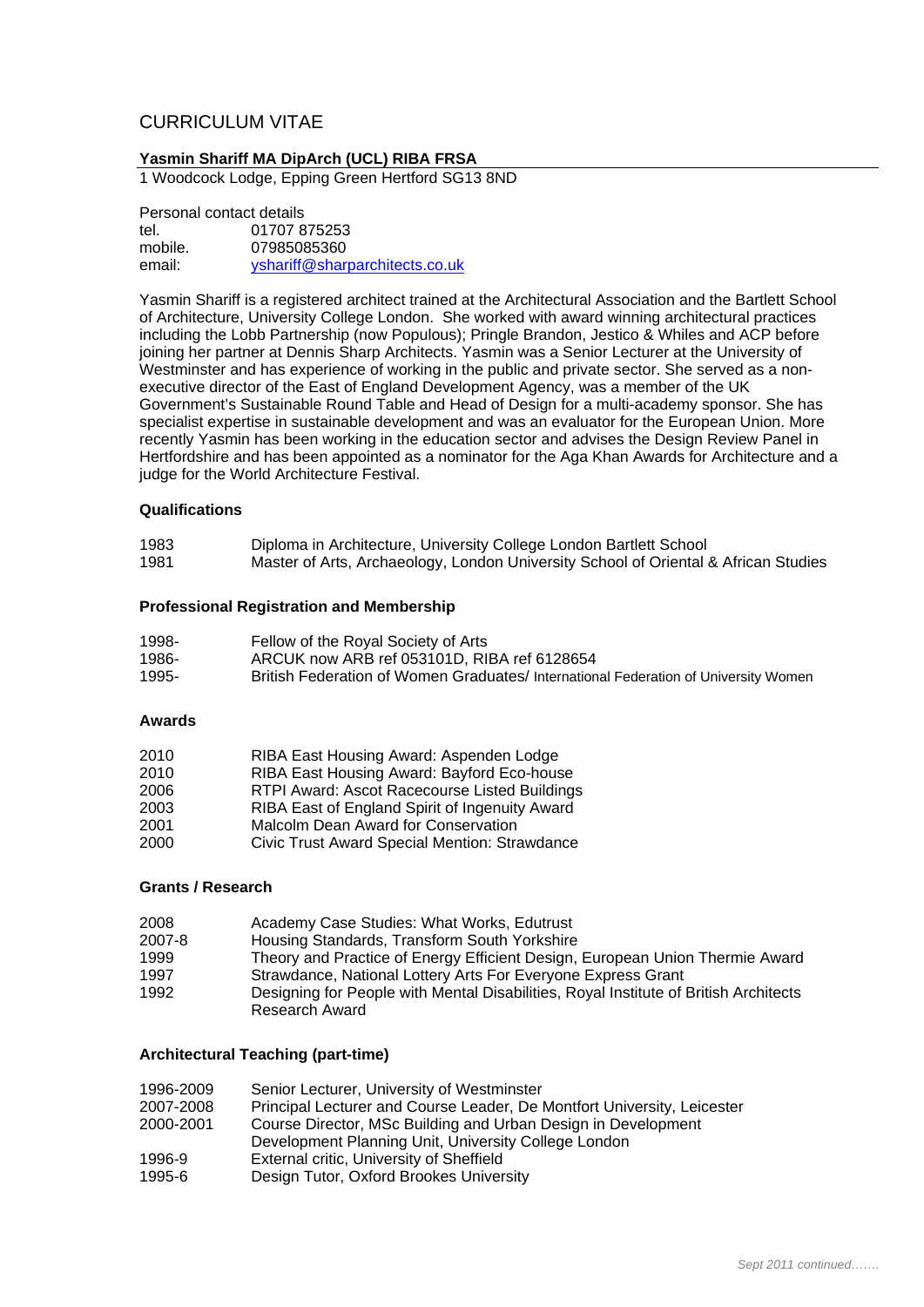# CURRICULUM VITAE

**Yasmin Shariff MA DipArch (UCL) RIBA FRSA**

1 Woodcock Lodge, Epping Green Hertford SG13 8ND

Personal contact details

| | |
|---|---|
| tel. | 01707 875253 |
| mobile. | 07985085360 |
| email: | yshariff@sharparchitects.co.uk |

Yasmin Shariff is a registered architect trained at the Architectural Association and the Bartlett School of Architecture, University College London. She worked with award winning architectural practices including the Lobb Partnership (now Populous); Pringle Brandon, Jestico & Whiles and ACP before joining her partner at Dennis Sharp Architects. Yasmin was a Senior Lecturer at the University of Westminster and has experience of working in the public and private sector. She served as a non-executive director of the East of England Development Agency, was a member of the UK Government's Sustainable Round Table and Head of Design for a multi-academy sponsor. She has specialist expertise in sustainable development and was an evaluator for the European Union. More recently Yasmin has been working in the education sector and advises the Design Review Panel in Hertfordshire and has been appointed as a nominator for the Aga Khan Awards for Architecture and a judge for the World Architecture Festival.

### Qualifications

| | |
|---|---|
| 1983 | Diploma in Architecture, University College London Bartlett School |
| 1981 | Master of Arts, Archaeology, London University School of Oriental & African Studies |

### Professional Registration and Membership

| | |
|---|---|
| 1998- | Fellow of the Royal Society of Arts |
| 1986- | ARCUK now ARB ref 053101D, RIBA ref 6128654 |
| 1995- | British Federation of Women Graduates/ International Federation of University Women |

### Awards

| | |
|---|---|
| 2010 | RIBA East Housing Award: Aspenden Lodge |
| 2010 | RIBA East Housing Award: Bayford Eco-house |
| 2006 | RTPI Award: Ascot Racecourse Listed Buildings |
| 2003 | RIBA East of England Spirit of Ingenuity Award |
| 2001 | Malcolm Dean Award for Conservation |
| 2000 | Civic Trust Award Special Mention: Strawdance |

### Grants / Research

| | |
|---|---|
| 2008 | Academy Case Studies: What Works, Edutrust |
| 2007-8 | Housing Standards, Transform South Yorkshire |
| 1999 | Theory and Practice of Energy Efficient Design, European Union Thermie Award |
| 1997 | Strawdance, National Lottery Arts For Everyone Express Grant |
| 1992 | Designing for People with Mental Disabilities, Royal Institute of British Architects Research Award |

### Architectural Teaching (part-time)

| | |
|---|---|
| 1996-2009 | Senior Lecturer, University of Westminster |
| 2007-2008 | Principal Lecturer and Course Leader, De Montfort University, Leicester |
| 2000-2001 | Course Director, MSc Building and Urban Design in Development Development Planning Unit, University College London |
| 1996-9 | External critic, University of Sheffield |
| 1995-6 | Design Tutor, Oxford Brookes University |

*Sept 2011 continued…….*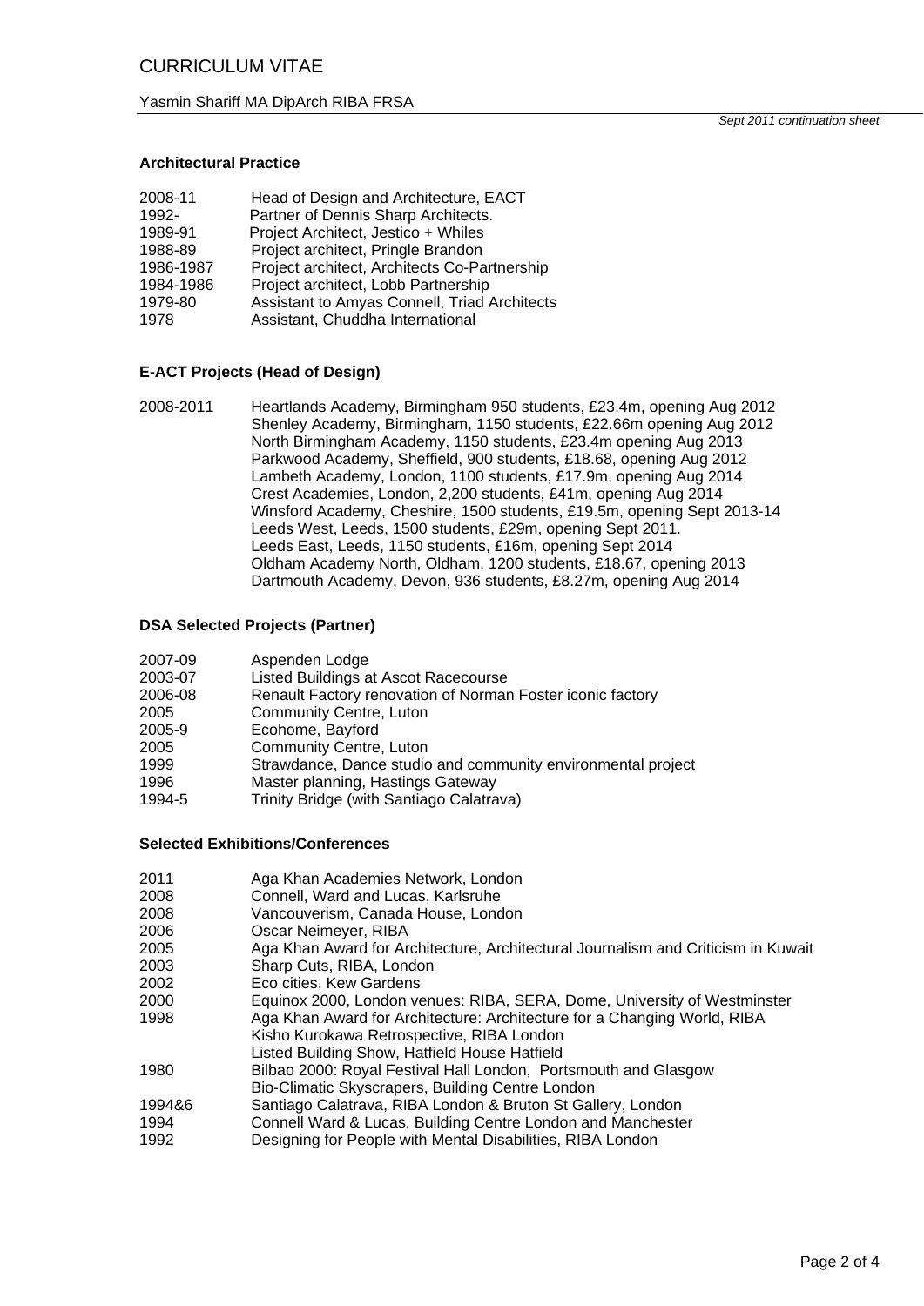# CURRICULUM VITAE

Yasmin Shariff MA DipArch RIBA FRSA

*Sept 2011 continuation sheet*

### Architectural Practice

| | |
|---|---|
| 2008-11 | Head of Design and Architecture, EACT |
| 1992- | Partner of Dennis Sharp Architects. |
| 1989-91 | Project Architect, Jestico + Whiles |
| 1988-89 | Project architect, Pringle Brandon |
| 1986-1987 | Project architect, Architects Co-Partnership |
| 1984-1986 | Project architect, Lobb Partnership |
| 1979-80 | Assistant to Amyas Connell, Triad Architects |
| 1978 | Assistant, Chuddha International |

### E-ACT Projects (Head of Design)

2008-2011

Heartlands Academy, Birmingham 950 students, £23.4m, opening Aug 2012
Shenley Academy, Birmingham, 1150 students, £22.66m opening Aug 2012
North Birmingham Academy, 1150 students, £23.4m opening Aug 2013
Parkwood Academy, Sheffield, 900 students, £18.68, opening Aug 2012
Lambeth Academy, London, 1100 students, £17.9m, opening Aug 2014
Crest Academies, London, 2,200 students, £41m, opening Aug 2014
Winsford Academy, Cheshire, 1500 students, £19.5m, opening Sept 2013-14
Leeds West, Leeds, 1500 students, £29m, opening Sept 2011.
Leeds East, Leeds, 1150 students, £16m, opening Sept 2014
Oldham Academy North, Oldham, 1200 students, £18.67, opening 2013
Dartmouth Academy, Devon, 936 students, £8.27m, opening Aug 2014

### DSA Selected Projects (Partner)

| | |
|---|---|
| 2007-09 | Aspenden Lodge |
| 2003-07 | Listed Buildings at Ascot Racecourse |
| 2006-08 | Renault Factory renovation of Norman Foster iconic factory |
| 2005 | Community Centre, Luton |
| 2005-9 | Ecohome, Bayford |
| 2005 | Community Centre, Luton |
| 1999 | Strawdance, Dance studio and community environmental project |
| 1996 | Master planning, Hastings Gateway |
| 1994-5 | Trinity Bridge (with Santiago Calatrava) |

### Selected Exhibitions/Conferences

| | |
|---|---|
| 2011 | Aga Khan Academies Network, London |
| 2008 | Connell, Ward and Lucas, Karlsruhe |
| 2008 | Vancouverism, Canada House, London |
| 2006 | Oscar Neimeyer, RIBA |
| 2005 | Aga Khan Award for Architecture, Architectural Journalism and Criticism in Kuwait |
| 2003 | Sharp Cuts, RIBA, London |
| 2002 | Eco cities, Kew Gardens |
| 2000 | Equinox 2000, London venues: RIBA, SERA, Dome, University of Westminster |
| 1998 | Aga Khan Award for Architecture: Architecture for a Changing World, RIBA<br>Kisho Kurokawa Retrospective, RIBA London<br>Listed Building Show, Hatfield House Hatfield |
| 1980 | Bilbao 2000: Royal Festival Hall London, Portsmouth and Glasgow<br>Bio-Climatic Skyscrapers, Building Centre London |
| 1994&6 | Santiago Calatrava, RIBA London & Bruton St Gallery, London |
| 1994 | Connell Ward & Lucas, Building Centre London and Manchester |
| 1992 | Designing for People with Mental Disabilities, RIBA London |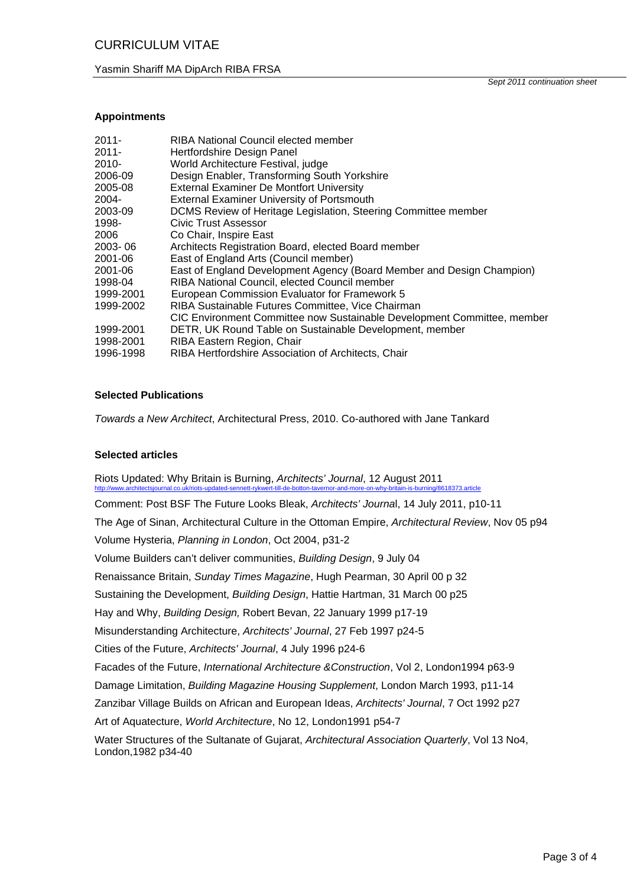## Appointments

| | |
|---|---|
| 2011- | RIBA National Council elected member |
| 2011- | Hertfordshire Design Panel |
| 2010- | World Architecture Festival, judge |
| 2006-09 | Design Enabler, Transforming South Yorkshire |
| 2005-08 | External Examiner De Montfort University |
| 2004- | External Examiner University of Portsmouth |
| 2003-09 | DCMS Review of Heritage Legislation, Steering Committee member |
| 1998- | Civic Trust Assessor |
| 2006 | Co Chair, Inspire East |
| 2003- 06 | Architects Registration Board, elected Board member |
| 2001-06 | East of England Arts (Council member) |
| 2001-06 | East of England Development Agency (Board Member and Design Champion) |
| 1998-04 | RIBA National Council, elected Council member |
| 1999-2001 | European Commission Evaluator for Framework 5 |
| 1999-2002 | RIBA Sustainable Futures Committee, Vice Chairman |
| | CIC Environment Committee now Sustainable Development Committee, member |
| 1999-2001 | DETR, UK Round Table on Sustainable Development, member |
| 1998-2001 | RIBA Eastern Region, Chair |
| 1996-1998 | RIBA Hertfordshire Association of Architects, Chair |

## Selected Publications

*Towards a New Architect*, Architectural Press, 2010. Co-authored with Jane Tankard

## Selected articles

Riots Updated: Why Britain is Burning, *Architects' Journal*, 12 August 2011
http://www.architectsjournal.co.uk/riots-updated-sennett-rykwert-till-de-botton-tavernor-and-more-on-why-britain-is-burning/8618373.article

Comment: Post BSF The Future Looks Bleak, *Architects' Journal*, 14 July 2011, p10-11

The Age of Sinan, Architectural Culture in the Ottoman Empire, *Architectural Review*, Nov 05 p94

Volume Hysteria, *Planning in London*, Oct 2004, p31-2

Volume Builders can't deliver communities, *Building Design*, 9 July 04

Renaissance Britain, *Sunday Times Magazine*, Hugh Pearman, 30 April 00 p 32

Sustaining the Development, *Building Design*, Hattie Hartman, 31 March 00 p25

Hay and Why, *Building Design,* Robert Bevan, 22 January 1999 p17-19

Misunderstanding Architecture, *Architects' Journal*, 27 Feb 1997 p24-5

Cities of the Future, *Architects' Journal*, 4 July 1996 p24-6

Facades of the Future, *International Architecture &Construction*, Vol 2, London1994 p63-9

Damage Limitation, *Building Magazine Housing Supplement*, London March 1993, p11-14

Zanzibar Village Builds on African and European Ideas, *Architects' Journal*, 7 Oct 1992 p27

Art of Aquatecture, *World Architecture*, No 12, London1991 p54-7

Water Structures of the Sultanate of Gujarat, *Architectural Association Quarterly*, Vol 13 No4, London,1982 p34-40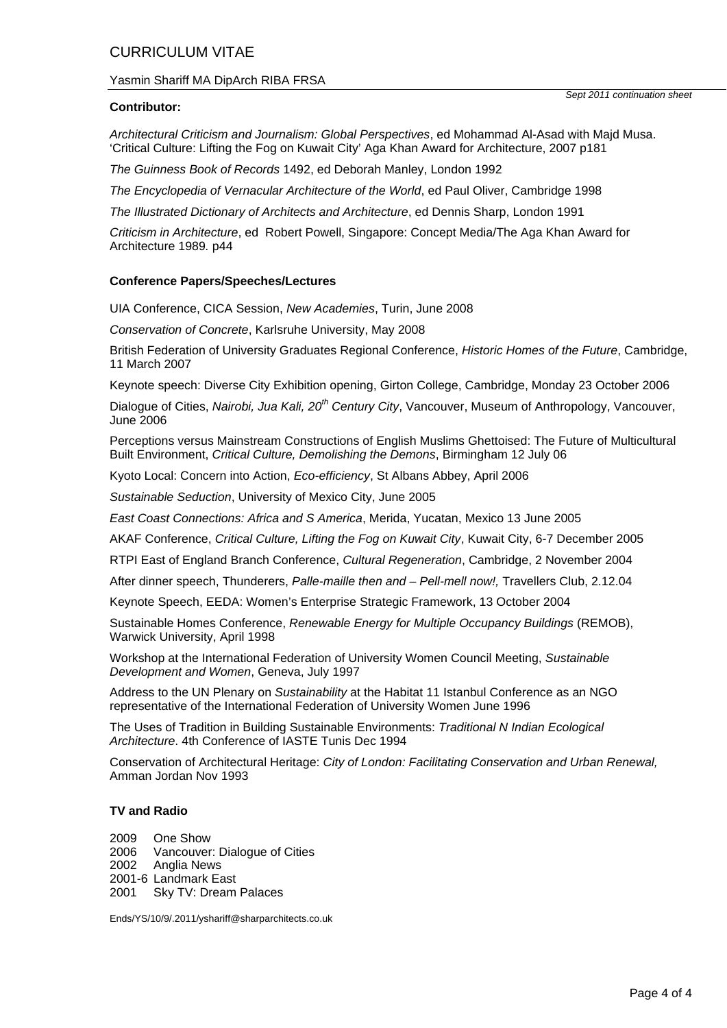# CURRICULUM VITAE

Yasmin Shariff MA DipArch RIBA FRSA

*Sept 2011 continuation sheet*

**Contributor:**

*Architectural Criticism and Journalism: Global Perspectives*, ed Mohammad Al-Asad with Majd Musa. 'Critical Culture: Lifting the Fog on Kuwait City' Aga Khan Award for Architecture, 2007 p181

*The Guinness Book of Records* 1492, ed Deborah Manley, London 1992

*The Encyclopedia of Vernacular Architecture of the World*, ed Paul Oliver, Cambridge 1998

*The Illustrated Dictionary of Architects and Architecture*, ed Dennis Sharp, London 1991

*Criticism in Architecture*, ed Robert Powell, Singapore: Concept Media/The Aga Khan Award for Architecture 1989. p44

**Conference Papers/Speeches/Lectures**

UIA Conference, CICA Session, *New Academies*, Turin, June 2008

*Conservation of Concrete*, Karlsruhe University, May 2008

British Federation of University Graduates Regional Conference, *Historic Homes of the Future*, Cambridge, 11 March 2007

Keynote speech: Diverse City Exhibition opening, Girton College, Cambridge, Monday 23 October 2006

Dialogue of Cities, *Nairobi, Jua Kali, 20th Century City*, Vancouver, Museum of Anthropology, Vancouver, June 2006

Perceptions versus Mainstream Constructions of English Muslims Ghettoised: The Future of Multicultural Built Environment, *Critical Culture, Demolishing the Demons*, Birmingham 12 July 06

Kyoto Local: Concern into Action, *Eco-efficiency*, St Albans Abbey, April 2006

*Sustainable Seduction*, University of Mexico City, June 2005

*East Coast Connections: Africa and S America*, Merida, Yucatan, Mexico 13 June 2005

AKAF Conference, *Critical Culture, Lifting the Fog on Kuwait City*, Kuwait City, 6-7 December 2005

RTPI East of England Branch Conference, *Cultural Regeneration*, Cambridge, 2 November 2004

After dinner speech, Thunderers, *Palle-maille then and – Pell-mell now!,* Travellers Club, 2.12.04

Keynote Speech, EEDA: Women's Enterprise Strategic Framework, 13 October 2004

Sustainable Homes Conference, *Renewable Energy for Multiple Occupancy Buildings* (REMOB), Warwick University, April 1998

Workshop at the International Federation of University Women Council Meeting, *Sustainable Development and Women*, Geneva, July 1997

Address to the UN Plenary on *Sustainability* at the Habitat 11 Istanbul Conference as an NGO representative of the International Federation of University Women June 1996

The Uses of Tradition in Building Sustainable Environments: *Traditional N Indian Ecological Architecture*. 4th Conference of IASTE Tunis Dec 1994

Conservation of Architectural Heritage: *City of London: Facilitating Conservation and Urban Renewal,* Amman Jordan Nov 1993

**TV and Radio**

2009 One Show
2006 Vancouver: Dialogue of Cities
2002 Anglia News
2001-6 Landmark East
2001 Sky TV: Dream Palaces

Ends/YS/10/9/.2011/yshariff@sharparchitects.co.uk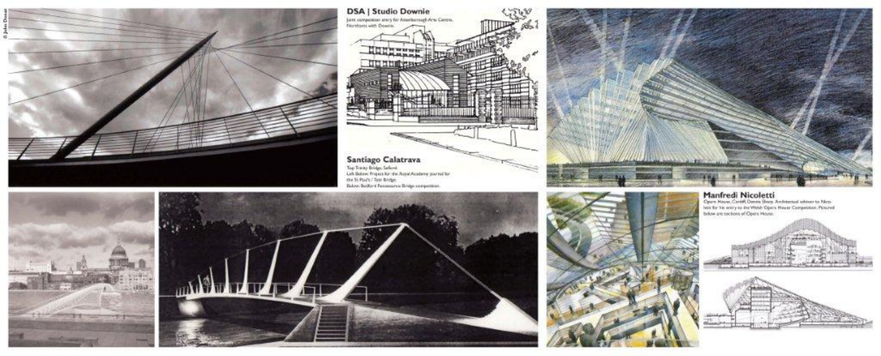© John Donat

## DSA | Studio Downie

Joint competition entry for Attenborough Arts Centre, Northants with Downie.

## Santiago Calatrava

Top: Trinity Bridge, Salford.
Left Below: Project for the Royal Academy journal for the St Paul's / Tate Bridge.
Below: Bedford Renaissance Bridge competition.

## Manfredi Nicoletti

Opera House, Cardiff. Dennis Sharp, Architectural advisor to Nicoletti for his entry to the Welsh Opera House Competition. Pictured below are sections of Opera House.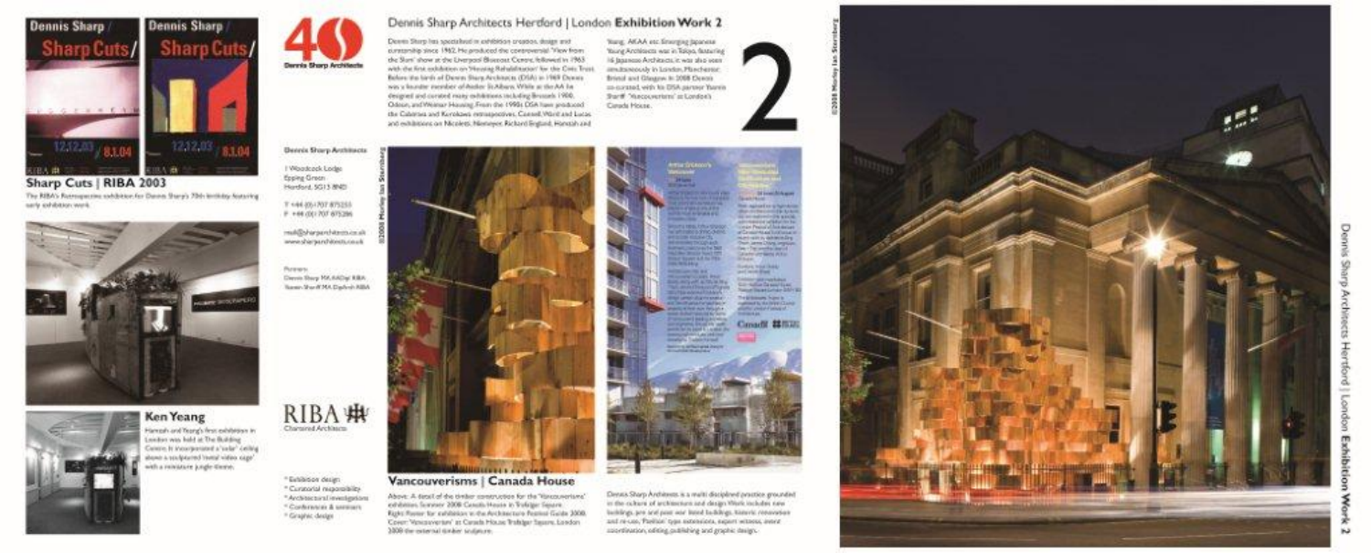# Dennis Sharp Architects Hertford | London **Exhibition Work 2**

Dennis Sharp has specialised in exhibition creation, design and curatorship since 1962. He produced the controversial 'View from the Slum' show at the Liverpool Bluecoat Centre, followed in 1963 with the first exhibition on 'Housing Rehabilitation' for the Civic Trust. Before the birth of Dennis Sharp Architects (DSA) in 1969 Dennis was a founder member of Atelier St.Albans. While at the AA he designed and curated many exhibitions including Brussels 1900, Odeon, and Weimar Housing. From the 1990s DSA have produced the Calatrava and Kurokawa retrospectives, Connell, Ward and Lucas and exhibitions on Nicoletti, Niemeyer, Richard England, Hamzah and Yeang, AKAA etc. Emerging Japanese Young Architects was in Tokyo, featuring 16 Japanese Architects, it was also seen simultaneously in London, Manchester, Bristol and Glasgow. In 2008 Dennis co-curated, with his DSA partner Yasmin Shariff 'Vancouverisms' at London's Canada House.

**Dennis Sharp Architects**

1 Woodcock Lodge
Epping Green
Hertford, SG13 8ND

T +44 (0)1707 875253
F +44 (0)1707 875286

mail@sharparchitects.co.uk
www.sharparchitects.co.uk

Partners:
Dennis Sharp MA AADipl RIBA
Yasmin Shariff MA DipArch RIBA

- Exhibition design
- Curatorial responsibility
- Architectural investigations
- Conferences & seminars
- Graphic design

## Sharp Cuts | RIBA 2003

The RIBA's Retrospective exhibition for Dennis Sharp's 70th birthday featuring early exhibition work.

## Ken Yeang

Hamzah and Yeang's first exhibition in London was held at The Building Centre. It incorporated a 'solar' ceiling above a sculptured 'metal video cage' with a miniature jungle theme.

## Vancouverisms | Canada House

Above: A detail of the timber construction for the 'Vancouverisms' exhibition. Summer 2008 Canada House in Trafalgar Square. Right: Poster for exhibition in the Architecture Festival Guide 2008. Cover: 'Vancouverisms' at Canada House, Trafalgar Square, London 2008 the external timber sculpture.

Dennis Sharp Architects is a multi disciplined practice grounded in the culture of architecture and design. Work includes new buildings, pre and post war listed buildings, historic renovation and re-use, 'Pavilion' type extensions, expert witness, event coordination, editing, publishing and graphic design.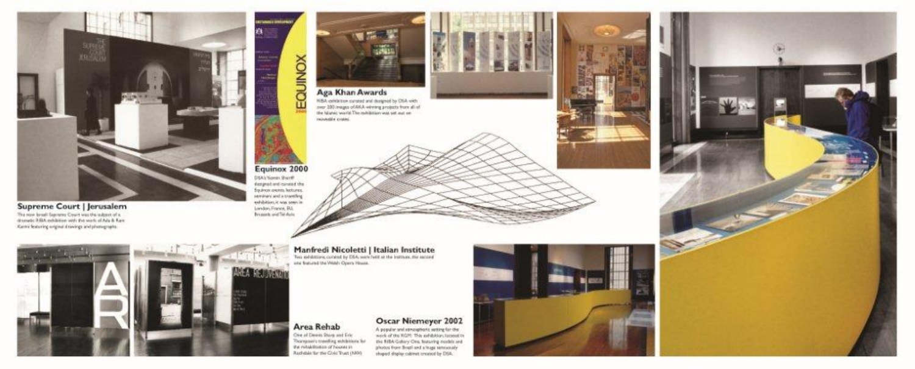## Supreme Court | Jerusalem

The new Israeli Supreme Court was the subject of a dramatic RIBA exhibition with the work of Ada & Ram Karmi featuring original drawings and photographs.

## Equinox 2000

DSA's Yasmin Shariff designed and curated the Equinox events, lectures, seminars and a travelling exhibition; it was seen in London, France, EU, Brussels and Tel-Aviv.

## Aga Khan Awards

RIBA exhibition curated and designed by DSA with over 200 images of AKA winning projects from all of the Islamic world. The exhibition was set out on moveable crates.

## Manfredi Nicoletti | Italian Institute

Two exhibitions, curated by DSA, were held at the Institute, the second one featured the Welsh Opera House.

## Area Rehab

One of Dennis Sharp and Eric Thompson's travelling exhibitions for the rehabilitation of houses in Rochdale for the Civic Trust (NW)

## Oscar Niemeyer 2002

A popular and atmospheric setting for the work of the RGM. This exhibition, located in the RIBA Gallery One, featuring models and photos from Brazil and a huge sensuously shaped display cabinet created by DSA.